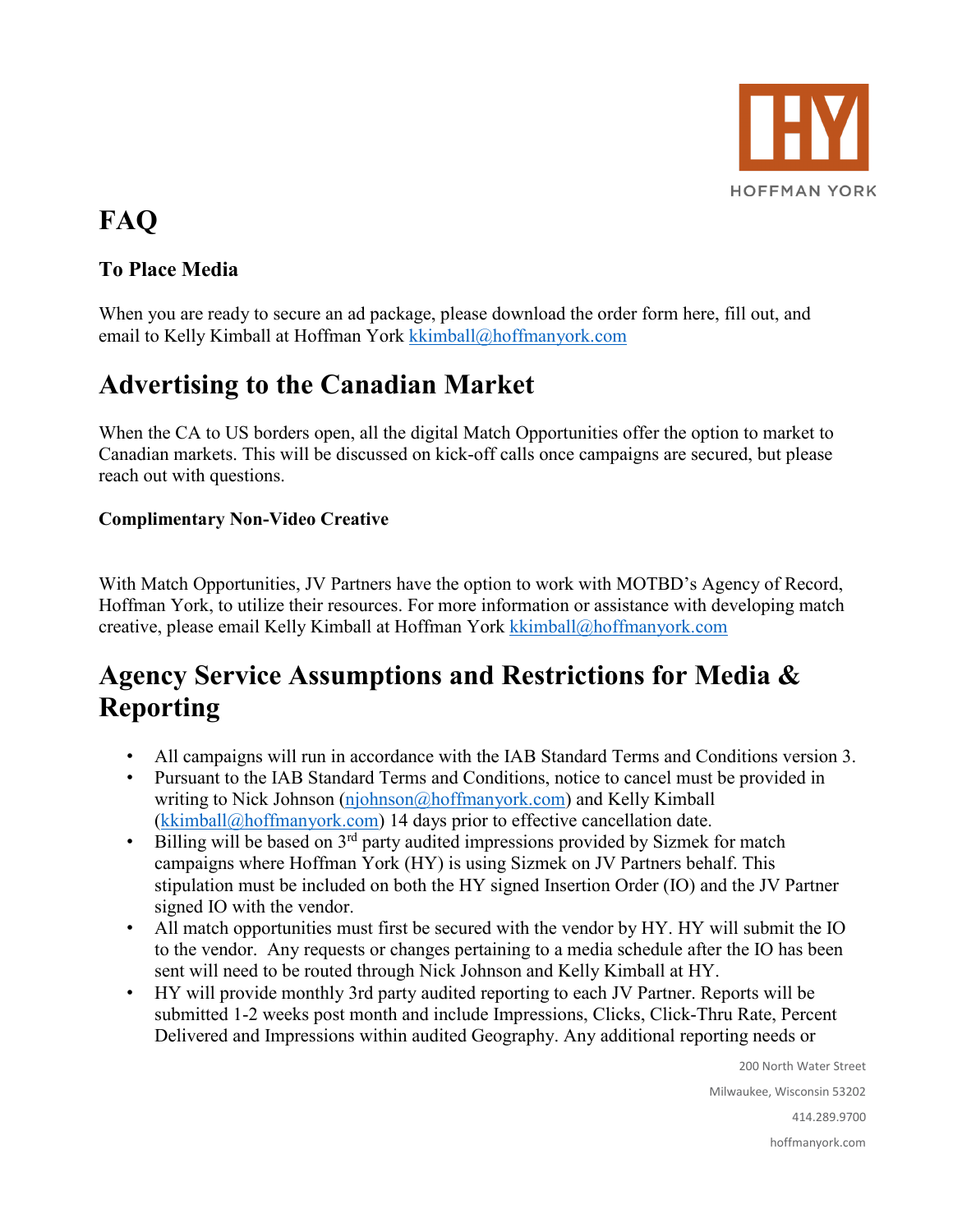# FAQ

### To Place Media

When you are ready to secure an ad package, please download the order form here, fill out, and email to Kelly Kimball at Hoffman York kkimball@hoffmanyork.com

## Advertising to the Canadian Market

When the CA to US borders open, all the digital Match Opportunities offer the option to market to Canadian markets. This will be discussed on kick-off calls once campaigns are secured, but please reach out with questions.

#### Complimentary Non-Video Creative

With Match Opportunities, JV Partners have the option to work with MOTBD's Agency of Record, Hoffman York, to utilize their resources. For more information or assistance with developing match creative, please email Kelly Kimball at Hoffman York kkimball@hoffmanyork.com

## Agency Service Assumptions and Restrictions for Media & Reporting

- All campaigns will run in accordance with the IAB Standard Terms and Conditions version 3.
- Pursuant to the IAB Standard Terms and Conditions, notice to cancel must be provided in writing to Nick Johnson (njohnson@hoffmanyork.com) and Kelly Kimball (kkimball@hoffmanyork.com) 14 days prior to effective cancellation date.
- Billing will be based on 3rd party audited impressions provided by Sizmek for match campaigns where Hoffman York (HY) is using Sizmek on JV Partners behalf. This stipulation must be included on both the HY signed Insertion Order (IO) and the JV Partner signed IO with the vendor.
- All match opportunities must first be secured with the vendor by HY. HY will submit the IO to the vendor. Any requests or changes pertaining to a media schedule after the IO has been sent will need to be routed through Nick Johnson and Kelly Kimball at HY.
- HY will provide monthly 3rd party audited reporting to each JV Partner. Reports will be submitted 1-2 weeks post month and include Impressions, Clicks, Click-Thru Rate, Percent Delivered and Impressions within audited Geography. Any additional reporting needs or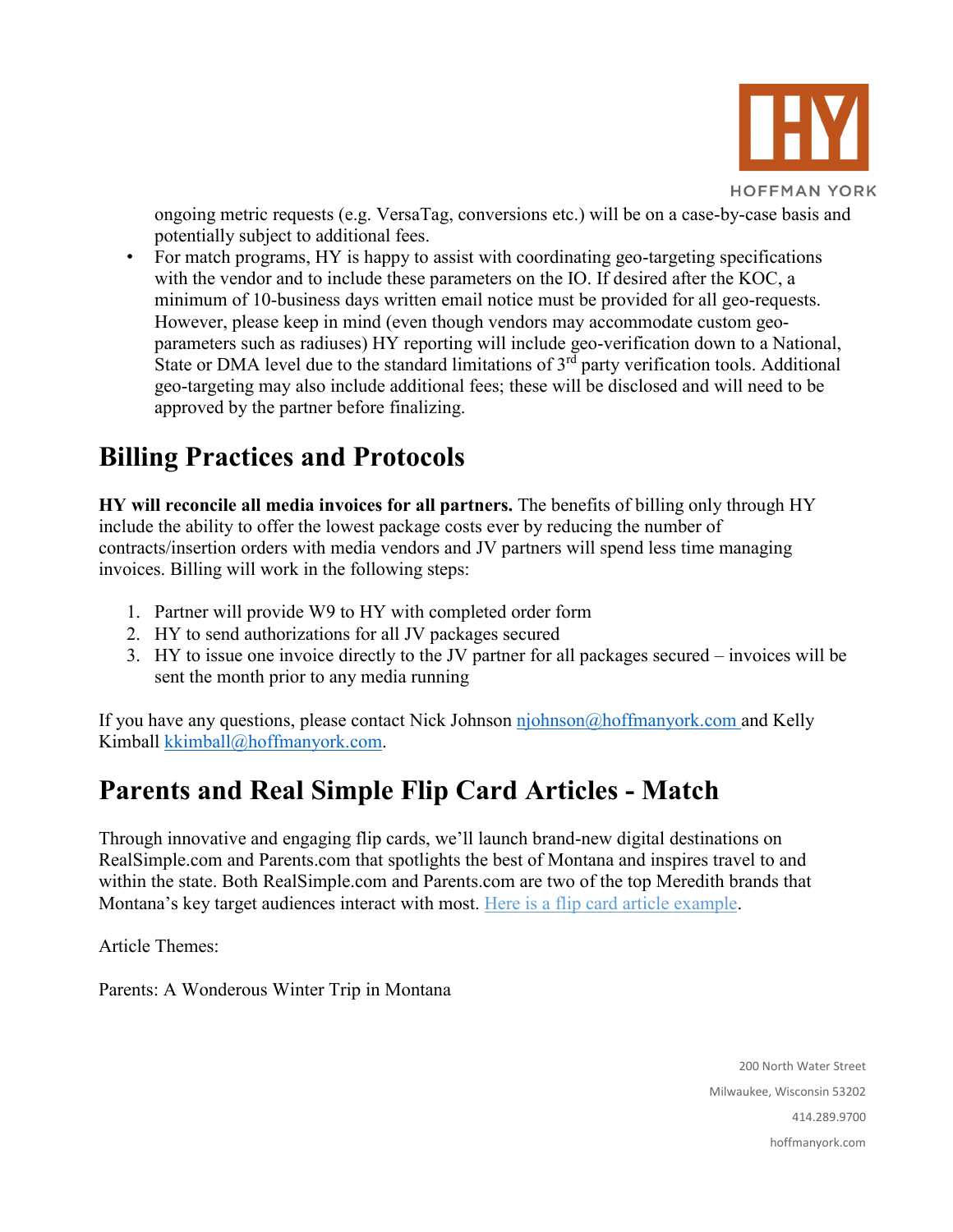ongoing metric requests (e.g. VersaTag, conversions etc.) will be on a case-by-case basis and potentially subject to additional fees.

- For match programs, HY is happy to assist with coordinating geo-targeting specifications with the vendor and to include these parameters on the IO. If desired after the KOC, a minimum of 10-business days written email notice must be provided for all geo-requests. However, please keep in mind (even though vendors may accommodate custom geo-parameters such as radiuses) HY reporting will include geo-verification down to a National, State or DMA level due to the standard limitations of 3rd party verification tools. Additional geo-targeting may also include additional fees; these will be disclosed and will need to be approved by the partner before finalizing.

# Billing Practices and Protocols

**HY will reconcile all media invoices for all partners.** The benefits of billing only through HY include the ability to offer the lowest package costs ever by reducing the number of contracts/insertion orders with media vendors and JV partners will spend less time managing invoices. Billing will work in the following steps:

1. Partner will provide W9 to HY with completed order form
2. HY to send authorizations for all JV packages secured
3. HY to issue one invoice directly to the JV partner for all packages secured – invoices will be sent the month prior to any media running

If you have any questions, please contact Nick Johnson njohnson@hoffmanyork.com and Kelly Kimball kkimball@hoffmanyork.com.

# Parents and Real Simple Flip Card Articles - Match

Through innovative and engaging flip cards, we'll launch brand-new digital destinations on RealSimple.com and Parents.com that spotlights the best of Montana and inspires travel to and within the state. Both RealSimple.com and Parents.com are two of the top Meredith brands that Montana's key target audiences interact with most. Here is a flip card article example.

Article Themes:

Parents: A Wonderous Winter Trip in Montana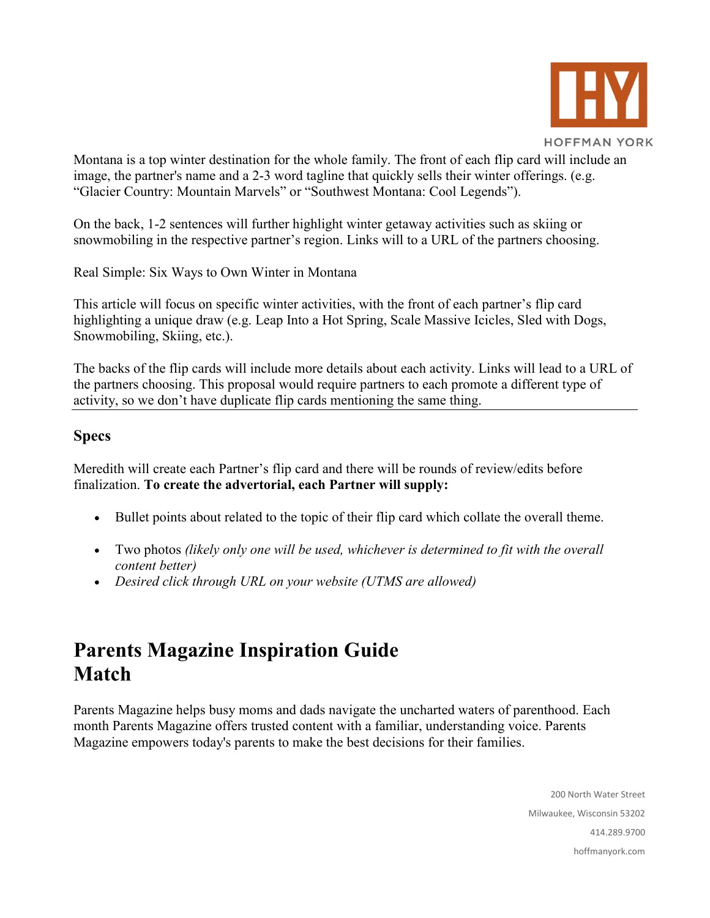Montana is a top winter destination for the whole family. The front of each flip card will include an image, the partner's name and a 2-3 word tagline that quickly sells their winter offerings. (e.g. "Glacier Country: Mountain Marvels" or "Southwest Montana: Cool Legends").

On the back, 1-2 sentences will further highlight winter getaway activities such as skiing or snowmobiling in the respective partner's region. Links will to a URL of the partners choosing.

Real Simple: Six Ways to Own Winter in Montana

This article will focus on specific winter activities, with the front of each partner's flip card highlighting a unique draw (e.g. Leap Into a Hot Spring, Scale Massive Icicles, Sled with Dogs, Snowmobiling, Skiing, etc.).

The backs of the flip cards will include more details about each activity. Links will lead to a URL of the partners choosing. This proposal would require partners to each promote a different type of activity, so we don't have duplicate flip cards mentioning the same thing.

---

### Specs

Meredith will create each Partner's flip card and there will be rounds of review/edits before finalization. **To create the advertorial, each Partner will supply:**

- Bullet points about related to the topic of their flip card which collate the overall theme.
- Two photos *(likely only one will be used, whichever is determined to fit with the overall content better)*
- *Desired click through URL on your website (UTMS are allowed)*

# Parents Magazine Inspiration Guide Match

Parents Magazine helps busy moms and dads navigate the uncharted waters of parenthood. Each month Parents Magazine offers trusted content with a familiar, understanding voice. Parents Magazine empowers today's parents to make the best decisions for their families.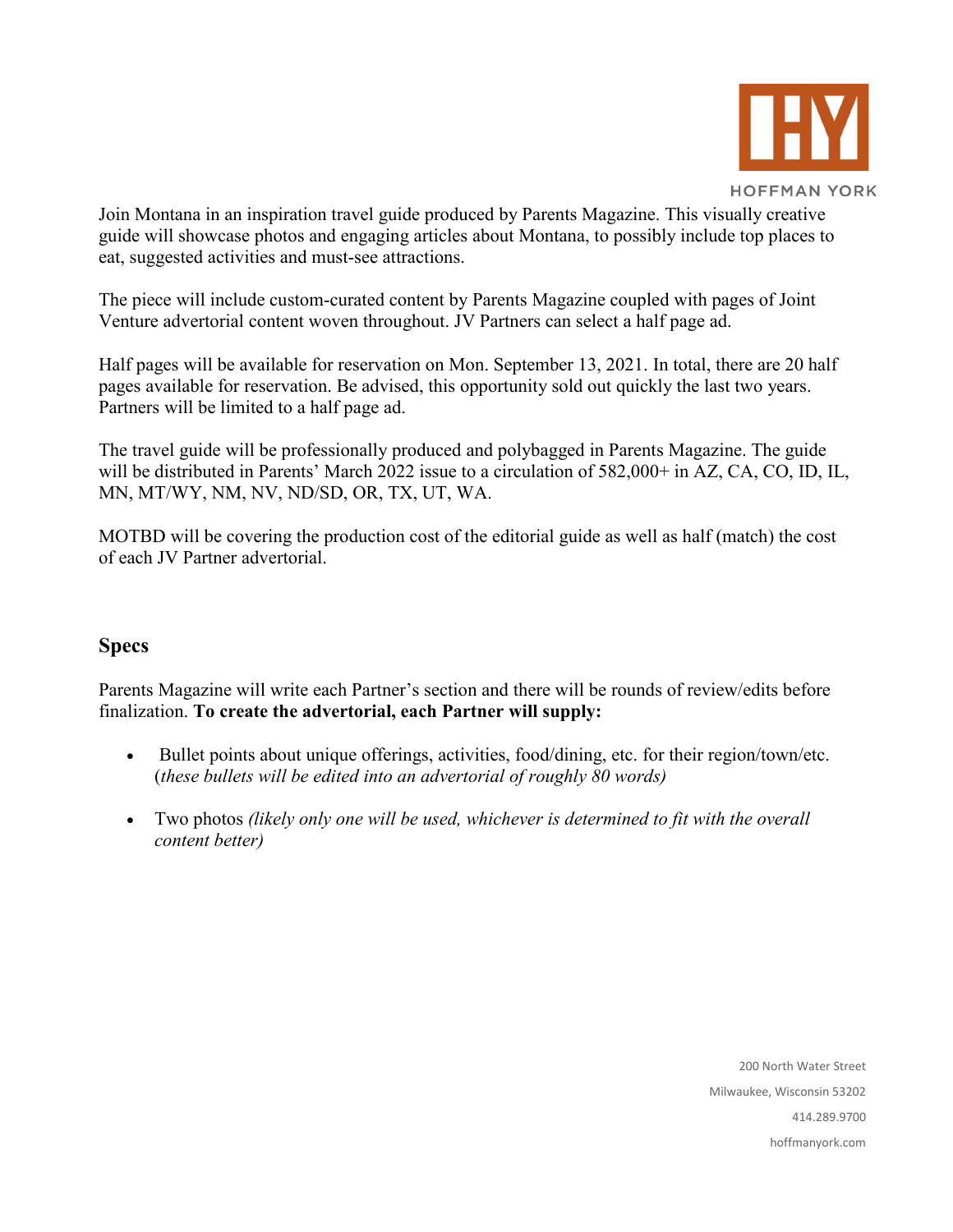Join Montana in an inspiration travel guide produced by Parents Magazine. This visually creative guide will showcase photos and engaging articles about Montana, to possibly include top places to eat, suggested activities and must-see attractions.

The piece will include custom-curated content by Parents Magazine coupled with pages of Joint Venture advertorial content woven throughout. JV Partners can select a half page ad.

Half pages will be available for reservation on Mon. September 13, 2021. In total, there are 20 half pages available for reservation. Be advised, this opportunity sold out quickly the last two years. Partners will be limited to a half page ad.

The travel guide will be professionally produced and polybagged in Parents Magazine. The guide will be distributed in Parents' March 2022 issue to a circulation of 582,000+ in AZ, CA, CO, ID, IL, MN, MT/WY, NM, NV, ND/SD, OR, TX, UT, WA.

MOTBD will be covering the production cost of the editorial guide as well as half (match) the cost of each JV Partner advertorial.

## Specs

Parents Magazine will write each Partner's section and there will be rounds of review/edits before finalization. **To create the advertorial, each Partner will supply:**

- Bullet points about unique offerings, activities, food/dining, etc. for their region/town/etc. (*these bullets will be edited into an advertorial of roughly 80 words)*
- Two photos *(likely only one will be used, whichever is determined to fit with the overall content better)*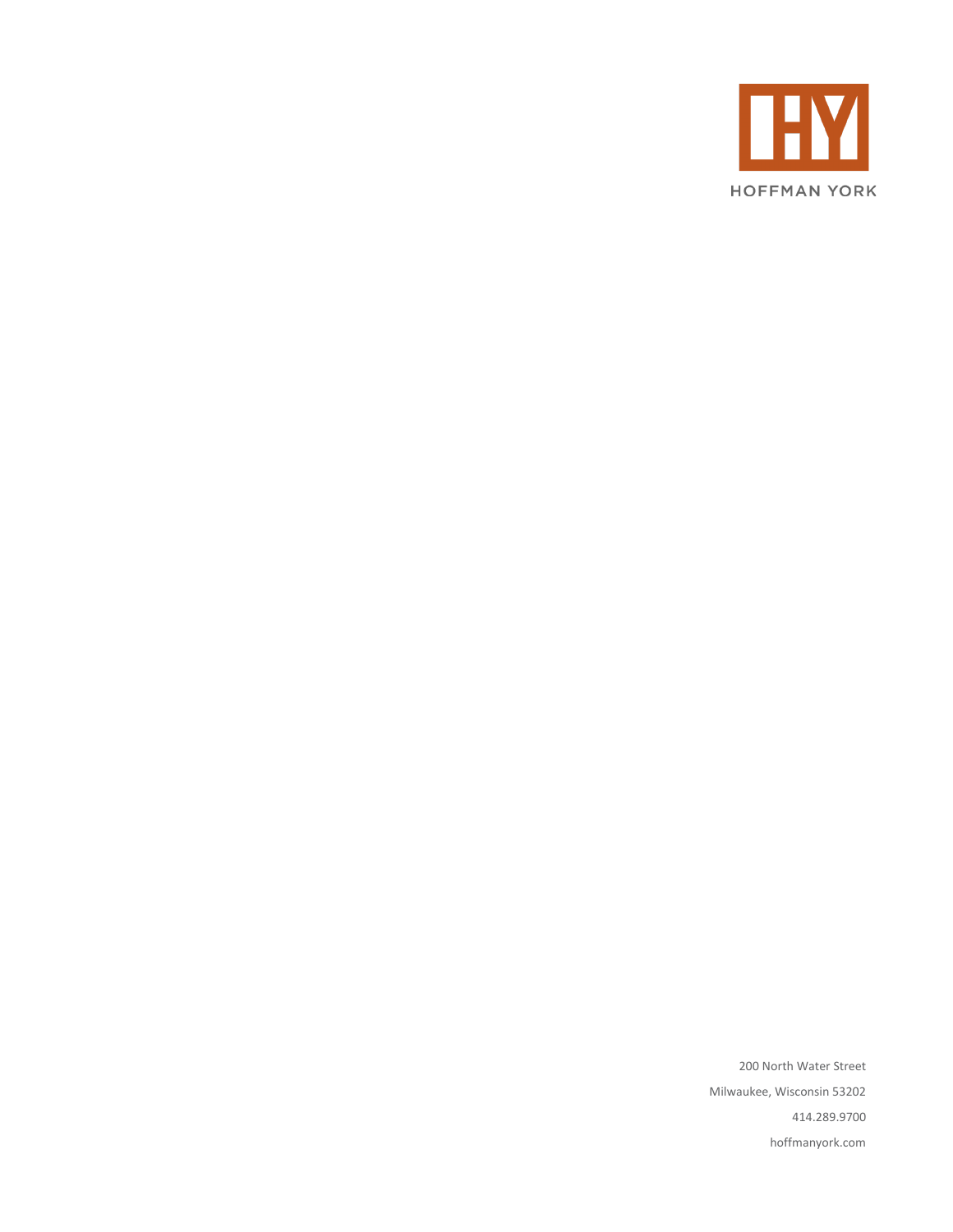HOFFMAN YORK

200 North Water Street

Milwaukee, Wisconsin 53202

414.289.9700

hoffmanyork.com